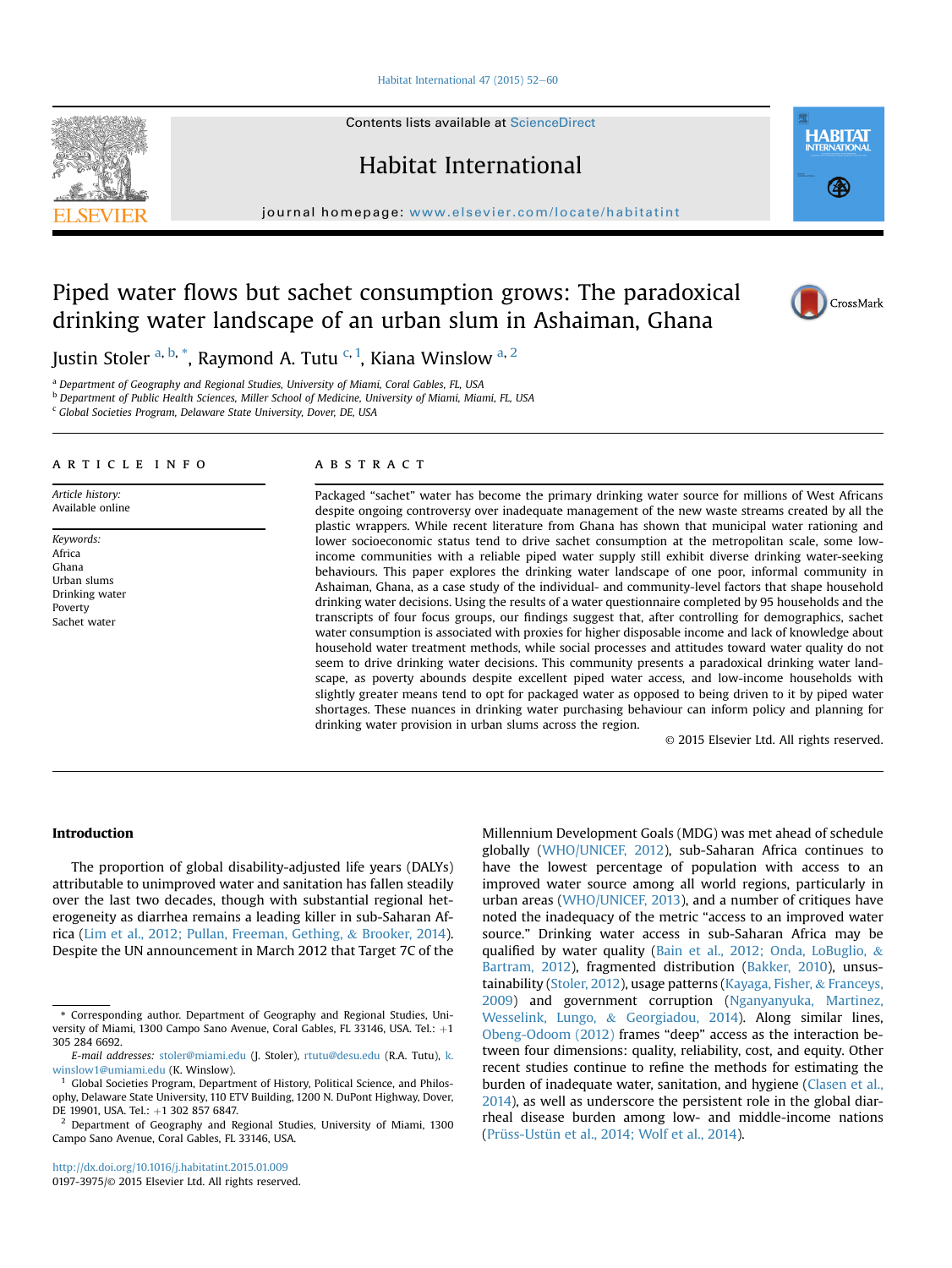# Piped water flows but sachet consumption grows: The paradoxical drinking water landscape of an urban slum in Ashaiman, Ghana

Justin Stoler [a, b, *], Raymond A. Tutu [c, 1], Kiana Winslow [a, 2]

[a] Department of Geography and Regional Studies, University of Miami, Coral Gables, FL, USA
[b] Department of Public Health Sciences, Miller School of Medicine, University of Miami, Miami, FL, USA
[c] Global Societies Program, Delaware State University, Dover, DE, USA

## ARTICLE INFO

*Article history:*
Available online

*Keywords:*
Africa
Ghana
Urban slums
Drinking water
Poverty
Sachet water

## ABSTRACT

Packaged "sachet" water has become the primary drinking water source for millions of West Africans despite ongoing controversy over inadequate management of the new waste streams created by all the plastic wrappers. While recent literature from Ghana has shown that municipal water rationing and lower socioeconomic status tend to drive sachet consumption at the metropolitan scale, some low-income communities with a reliable piped water supply still exhibit diverse drinking water-seeking behaviours. This paper explores the drinking water landscape of one poor, informal community in Ashaiman, Ghana, as a case study of the individual- and community-level factors that shape household drinking water decisions. Using the results of a water questionnaire completed by 95 households and the transcripts of four focus groups, our findings suggest that, after controlling for demographics, sachet water consumption is associated with proxies for higher disposable income and lack of knowledge about household water treatment methods, while social processes and attitudes toward water quality do not seem to drive drinking water decisions. This community presents a paradoxical drinking water landscape, as poverty abounds despite excellent piped water access, and low-income households with slightly greater means tend to opt for packaged water as opposed to being driven to it by piped water shortages. These nuances in drinking water purchasing behaviour can inform policy and planning for drinking water provision in urban slums across the region.

© 2015 Elsevier Ltd. All rights reserved.

## Introduction

The proportion of global disability-adjusted life years (DALYs) attributable to unimproved water and sanitation has fallen steadily over the last two decades, though with substantial regional heterogeneity as diarrhea remains a leading killer in sub-Saharan Africa (Lim et al., 2012; Pullan, Freeman, Gething, & Brooker, 2014). Despite the UN announcement in March 2012 that Target 7C of the Millennium Development Goals (MDG) was met ahead of schedule globally (WHO/UNICEF, 2012), sub-Saharan Africa continues to have the lowest percentage of population with access to an improved water source among all world regions, particularly in urban areas (WHO/UNICEF, 2013), and a number of critiques have noted the inadequacy of the metric "access to an improved water source." Drinking water access in sub-Saharan Africa may be qualified by water quality (Bain et al., 2012; Onda, LoBuglio, & Bartram, 2012), fragmented distribution (Bakker, 2010), unsustainability (Stoler, 2012), usage patterns (Kayaga, Fisher, & Franceys, 2009) and government corruption (Nganyanyuka, Martinez, Wesselink, Lungo, & Georgiadou, 2014). Along similar lines, Obeng-Odoom (2012) frames "deep" access as the interaction between four dimensions: quality, reliability, cost, and equity. Other recent studies continue to refine the methods for estimating the burden of inadequate water, sanitation, and hygiene (Clasen et al., 2014), as well as underscore the persistent role in the global diarrheal disease burden among low- and middle-income nations (Prüss-Ustün et al., 2014; Wolf et al., 2014).

---

* Corresponding author. Department of Geography and Regional Studies, University of Miami, 1300 Campo Sano Avenue, Coral Gables, FL 33146, USA. Tel.: +1 305 284 6692.

*E-mail addresses:* stoler@miami.edu (J. Stoler), rtutu@desu.edu (R.A. Tutu), k.winslow1@umiami.edu (K. Winslow).

[1] Global Societies Program, Department of History, Political Science, and Philosophy, Delaware State University, 110 ETV Building, 1200 N. DuPont Highway, Dover, DE 19901, USA. Tel.: +1 302 857 6847.

[2] Department of Geography and Regional Studies, University of Miami, 1300 Campo Sano Avenue, Coral Gables, FL 33146, USA.

http://dx.doi.org/10.1016/j.habitatint.2015.01.009
0197-3975/© 2015 Elsevier Ltd. All rights reserved.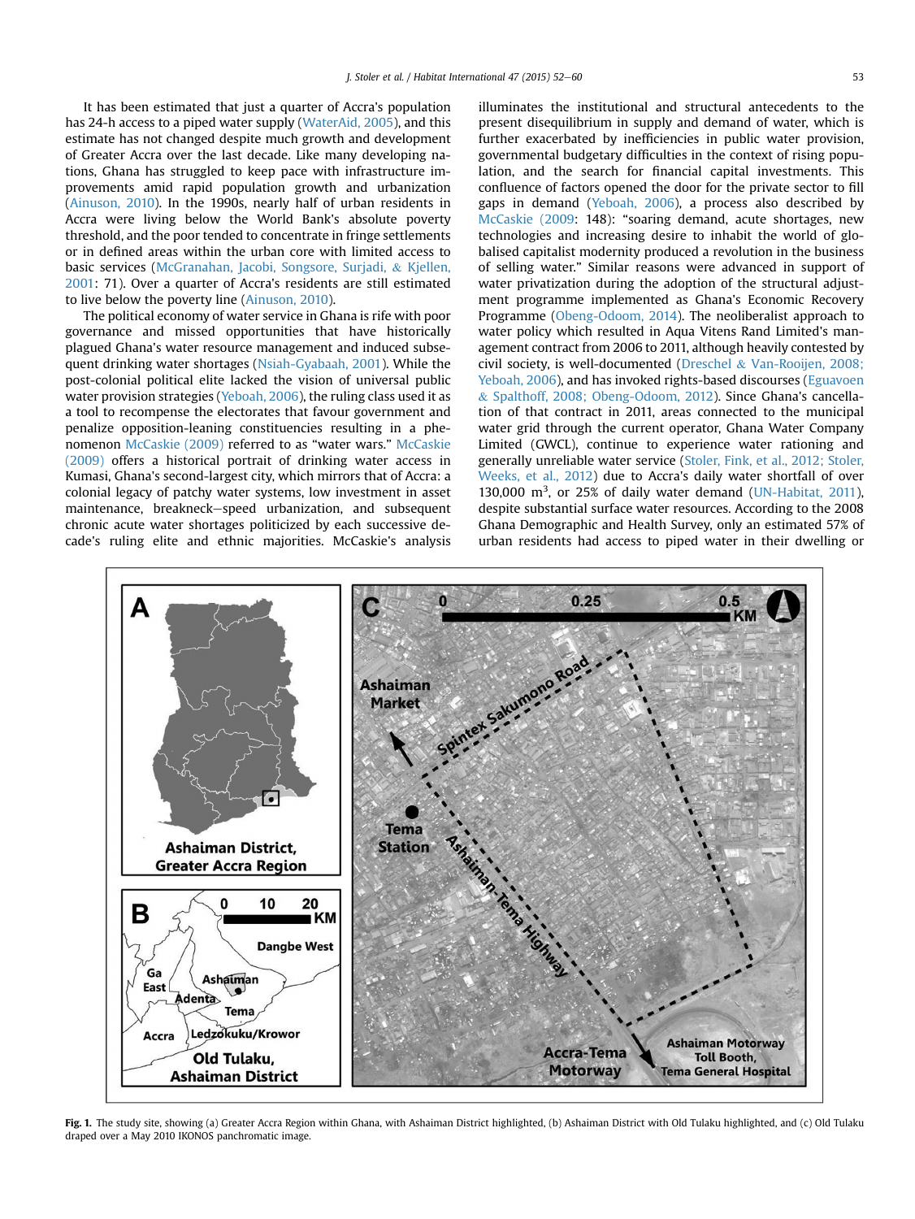It has been estimated that just a quarter of Accra's population has 24-h access to a piped water supply (WaterAid, 2005), and this estimate has not changed despite much growth and development of Greater Accra over the last decade. Like many developing nations, Ghana has struggled to keep pace with infrastructure improvements amid rapid population growth and urbanization (Ainuson, 2010). In the 1990s, nearly half of urban residents in Accra were living below the World Bank's absolute poverty threshold, and the poor tended to concentrate in fringe settlements or in defined areas within the urban core with limited access to basic services (McGranahan, Jacobi, Songsore, Surjadi, & Kjellen, 2001: 71). Over a quarter of Accra's residents are still estimated to live below the poverty line (Ainuson, 2010).

The political economy of water service in Ghana is rife with poor governance and missed opportunities that have historically plagued Ghana's water resource management and induced subsequent drinking water shortages (Nsiah-Gyabaah, 2001). While the post-colonial political elite lacked the vision of universal public water provision strategies (Yeboah, 2006), the ruling class used it as a tool to recompense the electorates that favour government and penalize opposition-leaning constituencies resulting in a phenomenon McCaskie (2009) referred to as "water wars." McCaskie (2009) offers a historical portrait of drinking water access in Kumasi, Ghana's second-largest city, which mirrors that of Accra: a colonial legacy of patchy water systems, low investment in asset maintenance, breakneck–speed urbanization, and subsequent chronic acute water shortages politicized by each successive decade's ruling elite and ethnic majorities. McCaskie's analysis illuminates the institutional and structural antecedents to the present disequilibrium in supply and demand of water, which is further exacerbated by inefficiencies in public water provision, governmental budgetary difficulties in the context of rising population, and the search for financial capital investments. This confluence of factors opened the door for the private sector to fill gaps in demand (Yeboah, 2006), a process also described by McCaskie (2009: 148): "soaring demand, acute shortages, new technologies and increasing desire to inhabit the world of globalised capitalist modernity produced a revolution in the business of selling water." Similar reasons were advanced in support of water privatization during the adoption of the structural adjustment programme implemented as Ghana's Economic Recovery Programme (Obeng-Odoom, 2014). The neoliberalist approach to water policy which resulted in Aqua Vitens Rand Limited's management contract from 2006 to 2011, although heavily contested by civil society, is well-documented (Dreschel & Van-Rooijen, 2008; Yeboah, 2006), and has invoked rights-based discourses (Eguavoen & Spalthoff, 2008; Obeng-Odoom, 2012). Since Ghana's cancellation of that contract in 2011, areas connected to the municipal water grid through the current operator, Ghana Water Company Limited (GWCL), continue to experience water rationing and generally unreliable water service (Stoler, Fink, et al., 2012; Stoler, Weeks, et al., 2012) due to Accra's daily water shortfall of over 130,000 $m^3$, or 25% of daily water demand (UN-Habitat, 2011), despite substantial surface water resources. According to the 2008 Ghana Demographic and Health Survey, only an estimated 57% of urban residents had access to piped water in their dwelling or

**Fig. 1.** The study site, showing (a) Greater Accra Region within Ghana, with Ashaiman District highlighted, (b) Ashaiman District with Old Tulaku highlighted, and (c) Old Tulaku draped over a May 2010 IKONOS panchromatic image.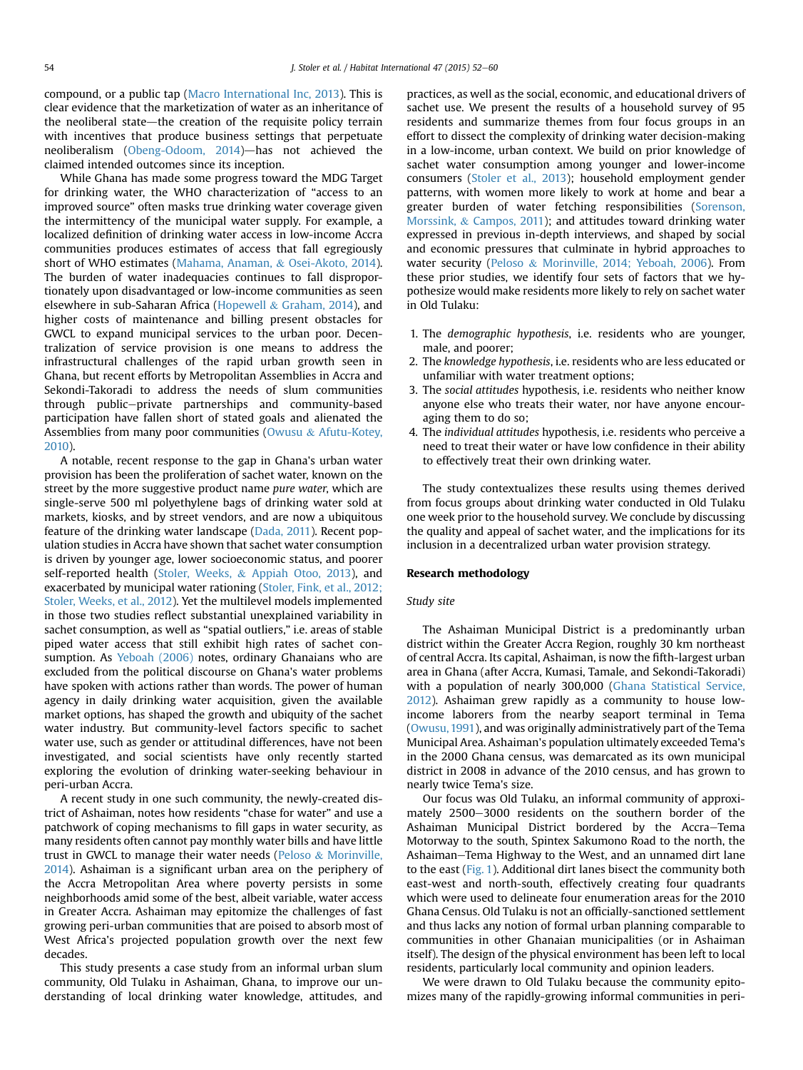compound, or a public tap (Macro International Inc, 2013). This is clear evidence that the marketization of water as an inheritance of the neoliberal state—the creation of the requisite policy terrain with incentives that produce business settings that perpetuate neoliberalism (Obeng-Odoom, 2014)—has not achieved the claimed intended outcomes since its inception.

While Ghana has made some progress toward the MDG Target for drinking water, the WHO characterization of "access to an improved source" often masks true drinking water coverage given the intermittency of the municipal water supply. For example, a localized definition of drinking water access in low-income Accra communities produces estimates of access that fall egregiously short of WHO estimates (Mahama, Anaman, & Osei-Akoto, 2014). The burden of water inadequacies continues to fall disproportionately upon disadvantaged or low-income communities as seen elsewhere in sub-Saharan Africa (Hopewell & Graham, 2014), and higher costs of maintenance and billing present obstacles for GWCL to expand municipal services to the urban poor. Decentralization of service provision is one means to address the infrastructural challenges of the rapid urban growth seen in Ghana, but recent efforts by Metropolitan Assemblies in Accra and Sekondi-Takoradi to address the needs of slum communities through public–private partnerships and community-based participation have fallen short of stated goals and alienated the Assemblies from many poor communities (Owusu & Afutu-Kotey, 2010).

A notable, recent response to the gap in Ghana's urban water provision has been the proliferation of sachet water, known on the street by the more suggestive product name *pure water*, which are single-serve 500 ml polyethylene bags of drinking water sold at markets, kiosks, and by street vendors, and are now a ubiquitous feature of the drinking water landscape (Dada, 2011). Recent population studies in Accra have shown that sachet water consumption is driven by younger age, lower socioeconomic status, and poorer self-reported health (Stoler, Weeks, & Appiah Otoo, 2013), and exacerbated by municipal water rationing (Stoler, Fink, et al., 2012; Stoler, Weeks, et al., 2012). Yet the multilevel models implemented in those two studies reflect substantial unexplained variability in sachet consumption, as well as "spatial outliers," i.e. areas of stable piped water access that still exhibit high rates of sachet consumption. As Yeboah (2006) notes, ordinary Ghanaians who are excluded from the political discourse on Ghana's water problems have spoken with actions rather than words. The power of human agency in daily drinking water acquisition, given the available market options, has shaped the growth and ubiquity of the sachet water industry. But community-level factors specific to sachet water use, such as gender or attitudinal differences, have not been investigated, and social scientists have only recently started exploring the evolution of drinking water-seeking behaviour in peri-urban Accra.

A recent study in one such community, the newly-created district of Ashaiman, notes how residents "chase for water" and use a patchwork of coping mechanisms to fill gaps in water security, as many residents often cannot pay monthly water bills and have little trust in GWCL to manage their water needs (Peloso & Morinville, 2014). Ashaiman is a significant urban area on the periphery of the Accra Metropolitan Area where poverty persists in some neighborhoods amid some of the best, albeit variable, water access in Greater Accra. Ashaiman may epitomize the challenges of fast growing peri-urban communities that are poised to absorb most of West Africa's projected population growth over the next few decades.

This study presents a case study from an informal urban slum community, Old Tulaku in Ashaiman, Ghana, to improve our understanding of local drinking water knowledge, attitudes, and practices, as well as the social, economic, and educational drivers of sachet use. We present the results of a household survey of 95 residents and summarize themes from four focus groups in an effort to dissect the complexity of drinking water decision-making in a low-income, urban context. We build on prior knowledge of sachet water consumption among younger and lower-income consumers (Stoler et al., 2013); household employment gender patterns, with women more likely to work at home and bear a greater burden of water fetching responsibilities (Sorenson, Morssink, & Campos, 2011); and attitudes toward drinking water expressed in previous in-depth interviews, and shaped by social and economic pressures that culminate in hybrid approaches to water security (Peloso & Morinville, 2014; Yeboah, 2006). From these prior studies, we identify four sets of factors that we hypothesize would make residents more likely to rely on sachet water in Old Tulaku:

1. The *demographic hypothesis*, i.e. residents who are younger, male, and poorer;
2. The *knowledge hypothesis*, i.e. residents who are less educated or unfamiliar with water treatment options;
3. The *social attitudes* hypothesis, i.e. residents who neither know anyone else who treats their water, nor have anyone encouraging them to do so;
4. The *individual attitudes* hypothesis, i.e. residents who perceive a need to treat their water or have low confidence in their ability to effectively treat their own drinking water.

The study contextualizes these results using themes derived from focus groups about drinking water conducted in Old Tulaku one week prior to the household survey. We conclude by discussing the quality and appeal of sachet water, and the implications for its inclusion in a decentralized urban water provision strategy.

## Research methodology

### Study site

The Ashaiman Municipal District is a predominantly urban district within the Greater Accra Region, roughly 30 km northeast of central Accra. Its capital, Ashaiman, is now the fifth-largest urban area in Ghana (after Accra, Kumasi, Tamale, and Sekondi-Takoradi) with a population of nearly 300,000 (Ghana Statistical Service, 2012). Ashaiman grew rapidly as a community to house low-income laborers from the nearby seaport terminal in Tema (Owusu, 1991), and was originally administratively part of the Tema Municipal Area. Ashaiman's population ultimately exceeded Tema's in the 2000 Ghana census, was demarcated as its own municipal district in 2008 in advance of the 2010 census, and has grown to nearly twice Tema's size.

Our focus was Old Tulaku, an informal community of approximately 2500–3000 residents on the southern border of the Ashaiman Municipal District bordered by the Accra–Tema Motorway to the south, Spintex Sakumono Road to the north, the Ashaiman–Tema Highway to the West, and an unnamed dirt lane to the east (Fig. 1). Additional dirt lanes bisect the community both east-west and north-south, effectively creating four quadrants which were used to delineate four enumeration areas for the 2010 Ghana Census. Old Tulaku is not an officially-sanctioned settlement and thus lacks any notion of formal urban planning comparable to communities in other Ghanaian municipalities (or in Ashaiman itself). The design of the physical environment has been left to local residents, particularly local community and opinion leaders.

We were drawn to Old Tulaku because the community epitomizes many of the rapidly-growing informal communities in peri-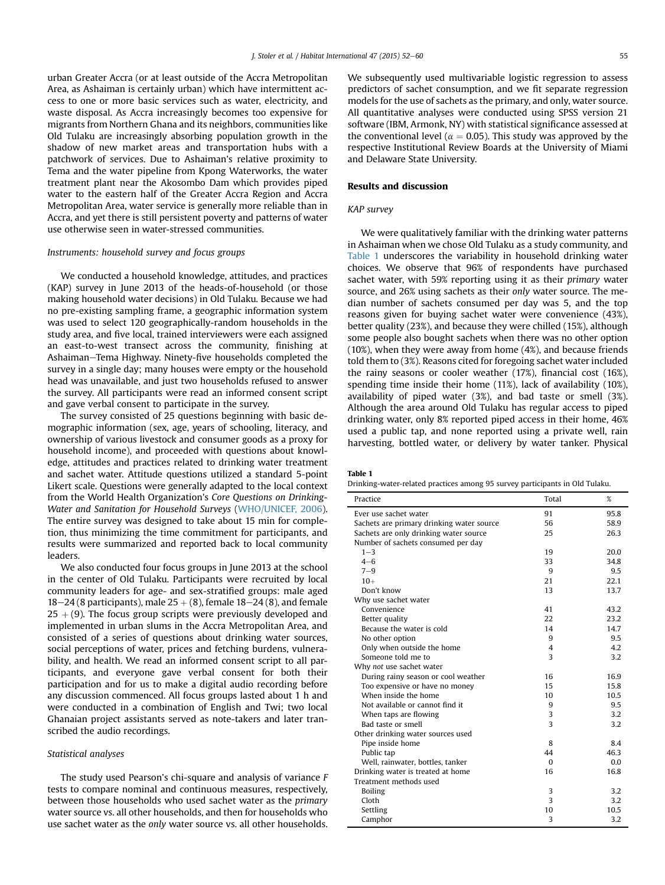urban Greater Accra (or at least outside of the Accra Metropolitan Area, as Ashaiman is certainly urban) which have intermittent access to one or more basic services such as water, electricity, and waste disposal. As Accra increasingly becomes too expensive for migrants from Northern Ghana and its neighbors, communities like Old Tulaku are increasingly absorbing population growth in the shadow of new market areas and transportation hubs with a patchwork of services. Due to Ashaiman's relative proximity to Tema and the water pipeline from Kpong Waterworks, the water treatment plant near the Akosombo Dam which provides piped water to the eastern half of the Greater Accra Region and Accra Metropolitan Area, water service is generally more reliable than in Accra, and yet there is still persistent poverty and patterns of water use otherwise seen in water-stressed communities.

### *Instruments: household survey and focus groups*

We conducted a household knowledge, attitudes, and practices (KAP) survey in June 2013 of the heads-of-household (or those making household water decisions) in Old Tulaku. Because we had no pre-existing sampling frame, a geographic information system was used to select 120 geographically-random households in the study area, and five local, trained interviewers were each assigned an east-to-west transect across the community, finishing at Ashaiman–Tema Highway. Ninety-five households completed the survey in a single day; many houses were empty or the household head was unavailable, and just two households refused to answer the survey. All participants were read an informed consent script and gave verbal consent to participate in the survey.

The survey consisted of 25 questions beginning with basic demographic information (sex, age, years of schooling, literacy, and ownership of various livestock and consumer goods as a proxy for household income), and proceeded with questions about knowledge, attitudes and practices related to drinking water treatment and sachet water. Attitude questions utilized a standard 5-point Likert scale. Questions were generally adapted to the local context from the World Health Organization's *Core Questions on Drinking-Water and Sanitation for Household Surveys* (WHO/UNICEF, 2006). The entire survey was designed to take about 15 min for completion, thus minimizing the time commitment for participants, and results were summarized and reported back to local community leaders.

We also conducted four focus groups in June 2013 at the school in the center of Old Tulaku. Participants were recruited by local community leaders for age- and sex-stratified groups: male aged 18–24 (8 participants), male 25 + (8), female 18–24 (8), and female 25 + (9). The focus group scripts were previously developed and implemented in urban slums in the Accra Metropolitan Area, and consisted of a series of questions about drinking water sources, social perceptions of water, prices and fetching burdens, vulnerability, and health. We read an informed consent script to all participants, and everyone gave verbal consent for both their participation and for us to make a digital audio recording before any discussion commenced. All focus groups lasted about 1 h and were conducted in a combination of English and Twi; two local Ghanaian project assistants served as note-takers and later transcribed the audio recordings.

### *Statistical analyses*

The study used Pearson's chi-square and analysis of variance $F$ tests to compare nominal and continuous measures, respectively, between those households who used sachet water as the *primary* water source vs. all other households, and then for households who use sachet water as the *only* water source vs. all other households. We subsequently used multivariable logistic regression to assess predictors of sachet consumption, and we fit separate regression models for the use of sachets as the primary, and only, water source. All quantitative analyses were conducted using SPSS version 21 software (IBM, Armonk, NY) with statistical significance assessed at the conventional level ($\alpha = 0.05$). This study was approved by the respective Institutional Review Boards at the University of Miami and Delaware State University.

## Results and discussion

### *KAP survey*

We were qualitatively familiar with the drinking water patterns in Ashaiman when we chose Old Tulaku as a study community, and Table 1 underscores the variability in household drinking water choices. We observe that 96% of respondents have purchased sachet water, with 59% reporting using it as their *primary* water source, and 26% using sachets as their *only* water source. The median number of sachets consumed per day was 5, and the top reasons given for buying sachet water were convenience (43%), better quality (23%), and because they were chilled (15%), although some people also bought sachets when there was no other option (10%), when they were away from home (4%), and because friends told them to (3%). Reasons cited for foregoing sachet water included the rainy seasons or cooler weather (17%), financial cost (16%), spending time inside their home (11%), lack of availability (10%), availability of piped water (3%), and bad taste or smell (3%). Although the area around Old Tulaku has regular access to piped drinking water, only 8% reported piped access in their home, 46% used a public tap, and none reported using a private well, rain harvesting, bottled water, or delivery by water tanker. Physical

**Table 1**
Drinking-water-related practices among 95 survey participants in Old Tulaku.

| Practice | Total | % |
|---|---|---|
| Ever use sachet water | 91 | 95.8 |
| Sachets are primary drinking water source | 56 | 58.9 |
| Sachets are only drinking water source | 25 | 26.3 |
| Number of sachets consumed per day | | |
| 1–3 | 19 | 20.0 |
| 4–6 | 33 | 34.8 |
| 7–9 | 9 | 9.5 |
| 10+ | 21 | 22.1 |
| Don't know | 13 | 13.7 |
| Why use sachet water | | |
| Convenience | 41 | 43.2 |
| Better quality | 22 | 23.2 |
| Because the water is cold | 14 | 14.7 |
| No other option | 9 | 9.5 |
| Only when outside the home | 4 | 4.2 |
| Someone told me to | 3 | 3.2 |
| Why *not* use sachet water | | |
| During rainy season or cool weather | 16 | 16.9 |
| Too expensive or have no money | 15 | 15.8 |
| When inside the home | 10 | 10.5 |
| Not available or cannot find it | 9 | 9.5 |
| When taps are flowing | 3 | 3.2 |
| Bad taste or smell | 3 | 3.2 |
| Other drinking water sources used | | |
| Pipe inside home | 8 | 8.4 |
| Public tap | 44 | 46.3 |
| Well, rainwater, bottles, tanker | 0 | 0.0 |
| Drinking water is treated at home | 16 | 16.8 |
| Treatment methods used | | |
| Boiling | 3 | 3.2 |
| Cloth | 3 | 3.2 |
| Settling | 10 | 10.5 |
| Camphor | 3 | 3.2 |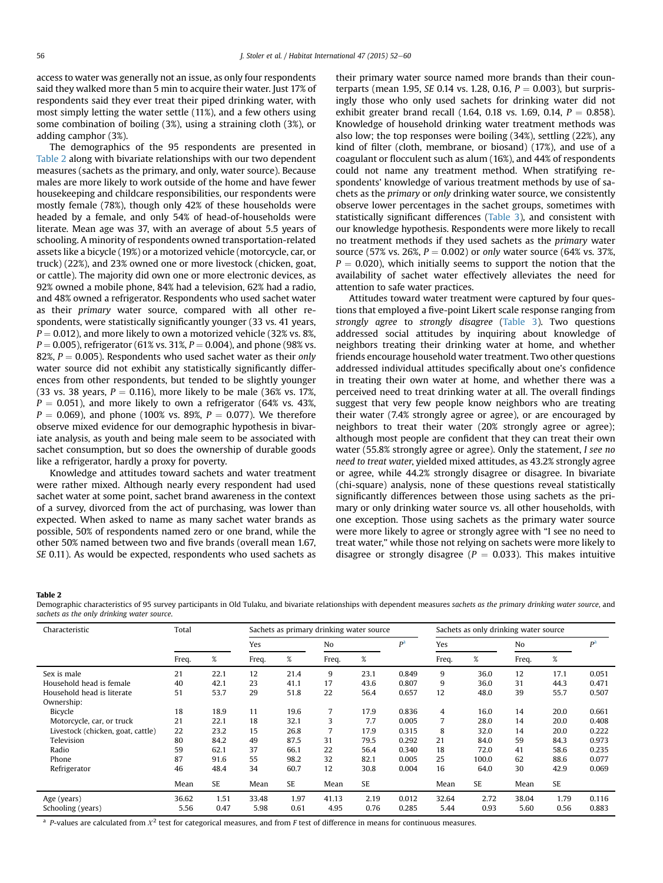access to water was generally not an issue, as only four respondents said they walked more than 5 min to acquire their water. Just 17% of respondents said they ever treat their piped drinking water, with most simply letting the water settle (11%), and a few others using some combination of boiling (3%), using a straining cloth (3%), or adding camphor (3%).

The demographics of the 95 respondents are presented in Table 2 along with bivariate relationships with our two dependent measures (sachets as the primary, and only, water source). Because males are more likely to work outside of the home and have fewer housekeeping and childcare responsibilities, our respondents were mostly female (78%), though only 42% of these households were headed by a female, and only 54% of head-of-households were literate. Mean age was 37, with an average of about 5.5 years of schooling. A minority of respondents owned transportation-related assets like a bicycle (19%) or a motorized vehicle (motorcycle, car, or truck) (22%), and 23% owned one or more livestock (chicken, goat, or cattle). The majority did own one or more electronic devices, as 92% owned a mobile phone, 84% had a television, 62% had a radio, and 48% owned a refrigerator. Respondents who used sachet water as their *primary* water source, compared with all other respondents, were statistically significantly younger (33 vs. 41 years, $P = 0.012$), and more likely to own a motorized vehicle (32% vs. 8%, $P = 0.005$), refrigerator (61% vs. 31%, $P = 0.004$), and phone (98% vs. 82%, $P = 0.005$). Respondents who used sachet water as their *only* water source did not exhibit any statistically significant differences from other respondents, but tended to be slightly younger (33 vs. 38 years, $P = 0.116$), more likely to be male (36% vs. 17%, $P = 0.051$), and more likely to own a refrigerator (64% vs. 43%, $P = 0.069$), and phone (100% vs. 89%, $P = 0.077$). We therefore observe mixed evidence for our demographic hypothesis in bivariate analysis, as youth and being male seem to be associated with sachet consumption, but so does the ownership of durable goods like a refrigerator, hardly a proxy for poverty.

Knowledge and attitudes toward sachets and water treatment were rather mixed. Although nearly every respondent had used sachet water at some point, sachet brand awareness in the context of a survey, divorced from the act of purchasing, was lower than expected. When asked to name as many sachet water brands as possible, 50% of respondents named zero or one brand, while the other 50% named between two and five brands (overall mean 1.67, *SE* 0.11). As would be expected, respondents who used sachets as their primary water source named more brands than their counterparts (mean 1.95, *SE* 0.14 vs. 1.28, 0.16, $P = 0.003$), but surprisingly those who only used sachets for drinking water did not exhibit greater brand recall (1.64, 0.18 vs. 1.69, 0.14, $P = 0.858$). Knowledge of household drinking water treatment methods was also low; the top responses were boiling (34%), settling (22%), any kind of filter (cloth, membrane, or biosand) (17%), and use of a coagulant or flocculent such as alum (16%), and 44% of respondents could not name any treatment method. When stratifying respondents' knowledge of various treatment methods by use of sachets as the *primary* or *only* drinking water source, we consistently observe lower percentages in the sachet groups, sometimes with statistically significant differences (Table 3), and consistent with our knowledge hypothesis. Respondents were more likely to recall no treatment methods if they used sachets as the *primary* water source (57% vs. 26%, $P = 0.002$) or *only* water source (64% vs. 37%, $P = 0.020$), which initially seems to support the notion that the availability of sachet water effectively alleviates the need for attention to safe water practices.

Attitudes toward water treatment were captured by four questions that employed a five-point Likert scale response ranging from *strongly agree* to *strongly disagree* (Table 3). Two questions addressed social attitudes by inquiring about knowledge of neighbors treating their drinking water at home, and whether friends encourage household water treatment. Two other questions addressed individual attitudes specifically about one's confidence in treating their own water at home, and whether there was a perceived need to treat drinking water at all. The overall findings suggest that very few people know neighbors who are treating their water (7.4% strongly agree or agree), or are encouraged by neighbors to treat their water (20% strongly agree or agree); although most people are confident that they can treat their own water (55.8% strongly agree or agree). Only the statement, *I see no need to treat water*, yielded mixed attitudes, as 43.2% strongly agree or agree, while 44.2% strongly disagree or disagree. In bivariate (chi-square) analysis, none of these questions reveal statistically significantly differences between those using sachets as the primary or only drinking water source vs. all other households, with one exception. Those using sachets as the primary water source were more likely to agree or strongly agree with "I see no need to treat water," while those not relying on sachets were more likely to disagree or strongly disagree ($P = 0.033$). This makes intuitive

**Table 2**
Demographic characteristics of 95 survey participants in Old Tulaku, and bivariate relationships with dependent measures *sachets as the primary drinking water source*, and *sachets as the only drinking water source.*

| Characteristic | Total | | Sachets as primary drinking water source | | | | | Sachets as only drinking water source | | | | |
|---|---|---|---|---|---|---|---|---|---|---|---|---|
| | | | Yes | | No | | $P$[a] | Yes | | No | | $P$[a] |
| | Freq. | % | Freq. | % | Freq. | % | | Freq. | % | Freq. | % | |
| Sex is male | 21 | 22.1 | 12 | 21.4 | 9 | 23.1 | 0.849 | 9 | 36.0 | 12 | 17.1 | 0.051 |
| Household head is female | 40 | 42.1 | 23 | 41.1 | 17 | 43.6 | 0.807 | 9 | 36.0 | 31 | 44.3 | 0.471 |
| Household head is literate | 51 | 53.7 | 29 | 51.8 | 22 | 56.4 | 0.657 | 12 | 48.0 | 39 | 55.7 | 0.507 |
| Ownership: | | | | | | | | | | | | |
| Bicycle | 18 | 18.9 | 11 | 19.6 | 7 | 17.9 | 0.836 | 4 | 16.0 | 14 | 20.0 | 0.661 |
| Motorcycle, car, or truck | 21 | 22.1 | 18 | 32.1 | 3 | 7.7 | 0.005 | 7 | 28.0 | 14 | 20.0 | 0.408 |
| Livestock (chicken, goat, cattle) | 22 | 23.2 | 15 | 26.8 | 7 | 17.9 | 0.315 | 8 | 32.0 | 14 | 20.0 | 0.222 |
| Television | 80 | 84.2 | 49 | 87.5 | 31 | 79.5 | 0.292 | 21 | 84.0 | 59 | 84.3 | 0.973 |
| Radio | 59 | 62.1 | 37 | 66.1 | 22 | 56.4 | 0.340 | 18 | 72.0 | 41 | 58.6 | 0.235 |
| Phone | 87 | 91.6 | 55 | 98.2 | 32 | 82.1 | 0.005 | 25 | 100.0 | 62 | 88.6 | 0.077 |
| Refrigerator | 46 | 48.4 | 34 | 60.7 | 12 | 30.8 | 0.004 | 16 | 64.0 | 30 | 42.9 | 0.069 |
| | Mean | SE | Mean | SE | Mean | SE | | Mean | SE | Mean | SE | |
| Age (years) | 36.62 | 1.51 | 33.48 | 1.97 | 41.13 | 2.19 | 0.012 | 32.64 | 2.72 | 38.04 | 1.79 | 0.116 |
| Schooling (years) | 5.56 | 0.47 | 5.98 | 0.61 | 4.95 | 0.76 | 0.285 | 5.44 | 0.93 | 5.60 | 0.56 | 0.883 |

[a] *P*-values are calculated from $X^2$ test for categorical measures, and from *F* test of difference in means for continuous measures.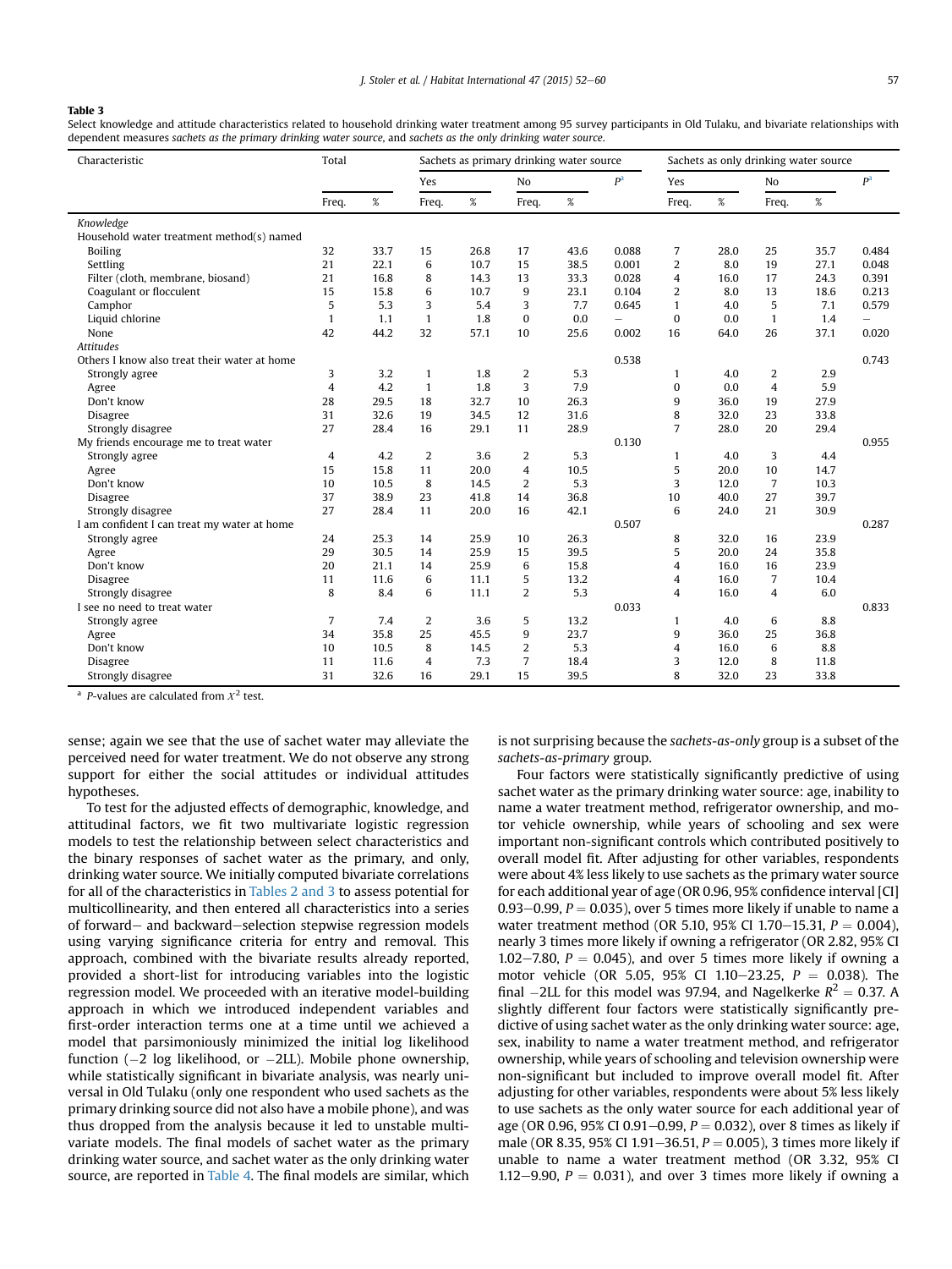**Table 3**

Select knowledge and attitude characteristics related to household drinking water treatment among 95 survey participants in Old Tulaku, and bivariate relationships with dependent measures *sachets as the primary drinking water source*, and *sachets as the only drinking water source*.

| Characteristic | Total | | Sachets as primary drinking water source | | | | | Sachets as only drinking water source | | | | |
|---|---|---|---|---|---|---|---|---|---|---|---|---|
| | | | Yes | | No | | $P$[a] | Yes | | No | | $P$[a] |
| | Freq. | % | Freq. | % | Freq. | % | | Freq. | % | Freq. | % | |
| *Knowledge* | | | | | | | | | | | | |
| Household water treatment method(s) named | | | | | | | | | | | | |
| Boiling | 32 | 33.7 | 15 | 26.8 | 17 | 43.6 | 0.088 | 7 | 28.0 | 25 | 35.7 | 0.484 |
| Settling | 21 | 22.1 | 6 | 10.7 | 15 | 38.5 | 0.001 | 2 | 8.0 | 19 | 27.1 | 0.048 |
| Filter (cloth, membrane, biosand) | 21 | 16.8 | 8 | 14.3 | 13 | 33.3 | 0.028 | 4 | 16.0 | 17 | 24.3 | 0.391 |
| Coagulant or flocculent | 15 | 15.8 | 6 | 10.7 | 9 | 23.1 | 0.104 | 2 | 8.0 | 13 | 18.6 | 0.213 |
| Camphor | 5 | 5.3 | 3 | 5.4 | 3 | 7.7 | 0.645 | 1 | 4.0 | 5 | 7.1 | 0.579 |
| Liquid chlorine | 1 | 1.1 | 1 | 1.8 | 0 | 0.0 | – | 0 | 0.0 | 1 | 1.4 | – |
| None | 42 | 44.2 | 32 | 57.1 | 10 | 25.6 | 0.002 | 16 | 64.0 | 26 | 37.1 | 0.020 |
| *Attitudes* | | | | | | | | | | | | |
| Others I know also treat their water at home | | | | | | | 0.538 | | | | | 0.743 |
| Strongly agree | 3 | 3.2 | 1 | 1.8 | 2 | 5.3 | | 1 | 4.0 | 2 | 2.9 | |
| Agree | 4 | 4.2 | 1 | 1.8 | 3 | 7.9 | | 0 | 0.0 | 4 | 5.9 | |
| Don't know | 28 | 29.5 | 18 | 32.7 | 10 | 26.3 | | 9 | 36.0 | 19 | 27.9 | |
| Disagree | 31 | 32.6 | 19 | 34.5 | 12 | 31.6 | | 8 | 32.0 | 23 | 33.8 | |
| Strongly disagree | 27 | 28.4 | 16 | 29.1 | 11 | 28.9 | | 7 | 28.0 | 20 | 29.4 | |
| My friends encourage me to treat water | | | | | | | 0.130 | | | | | 0.955 |
| Strongly agree | 4 | 4.2 | 2 | 3.6 | 2 | 5.3 | | 1 | 4.0 | 3 | 4.4 | |
| Agree | 15 | 15.8 | 11 | 20.0 | 4 | 10.5 | | 5 | 20.0 | 10 | 14.7 | |
| Don't know | 10 | 10.5 | 8 | 14.5 | 2 | 5.3 | | 3 | 12.0 | 7 | 10.3 | |
| Disagree | 37 | 38.9 | 23 | 41.8 | 14 | 36.8 | | 10 | 40.0 | 27 | 39.7 | |
| Strongly disagree | 27 | 28.4 | 11 | 20.0 | 16 | 42.1 | | 6 | 24.0 | 21 | 30.9 | |
| I am confident I can treat my water at home | | | | | | | 0.507 | | | | | 0.287 |
| Strongly agree | 24 | 25.3 | 14 | 25.9 | 10 | 26.3 | | 8 | 32.0 | 16 | 23.9 | |
| Agree | 29 | 30.5 | 14 | 25.9 | 15 | 39.5 | | 5 | 20.0 | 24 | 35.8 | |
| Don't know | 20 | 21.1 | 14 | 25.9 | 6 | 15.8 | | 4 | 16.0 | 16 | 23.9 | |
| Disagree | 11 | 11.6 | 6 | 11.1 | 5 | 13.2 | | 4 | 16.0 | 7 | 10.4 | |
| Strongly disagree | 8 | 8.4 | 6 | 11.1 | 2 | 5.3 | | 4 | 16.0 | 4 | 6.0 | |
| I see no need to treat water | | | | | | | 0.033 | | | | | 0.833 |
| Strongly agree | 7 | 7.4 | 2 | 3.6 | 5 | 13.2 | | 1 | 4.0 | 6 | 8.8 | |
| Agree | 34 | 35.8 | 25 | 45.5 | 9 | 23.7 | | 9 | 36.0 | 25 | 36.8 | |
| Don't know | 10 | 10.5 | 8 | 14.5 | 2 | 5.3 | | 4 | 16.0 | 6 | 8.8 | |
| Disagree | 11 | 11.6 | 4 | 7.3 | 7 | 18.4 | | 3 | 12.0 | 8 | 11.8 | |
| Strongly disagree | 31 | 32.6 | 16 | 29.1 | 15 | 39.5 | | 8 | 32.0 | 23 | 33.8 | |

[a] $P$-values are calculated from $X^2$ test.

sense; again we see that the use of sachet water may alleviate the perceived need for water treatment. We do not observe any strong support for either the social attitudes or individual attitudes hypotheses.

To test for the adjusted effects of demographic, knowledge, and attitudinal factors, we fit two multivariate logistic regression models to test the relationship between select characteristics and the binary responses of sachet water as the primary, and only, drinking water source. We initially computed bivariate correlations for all of the characteristics in Tables 2 and 3 to assess potential for multicollinearity, and then entered all characteristics into a series of forward– and backward–selection stepwise regression models using varying significance criteria for entry and removal. This approach, combined with the bivariate results already reported, provided a short-list for introducing variables into the logistic regression model. We proceeded with an iterative model-building approach in which we introduced independent variables and first-order interaction terms one at a time until we achieved a model that parsimoniously minimized the initial log likelihood function (−2 log likelihood, or −2LL). Mobile phone ownership, while statistically significant in bivariate analysis, was nearly universal in Old Tulaku (only one respondent who used sachets as the primary drinking source did not also have a mobile phone), and was thus dropped from the analysis because it led to unstable multivariate models. The final models of sachet water as the primary drinking water source, and sachet water as the only drinking water source, are reported in Table 4. The final models are similar, which is not surprising because the *sachets-as-only* group is a subset of the *sachets-as-primary* group.

Four factors were statistically significantly predictive of using sachet water as the primary drinking water source: age, inability to name a water treatment method, refrigerator ownership, and motor vehicle ownership, while years of schooling and sex were important non-significant controls which contributed positively to overall model fit. After adjusting for other variables, respondents were about 4% less likely to use sachets as the primary water source for each additional year of age (OR 0.96, 95% confidence interval [CI] 0.93–0.99, $P = 0.035$), over 5 times more likely if unable to name a water treatment method (OR 5.10, 95% CI 1.70–15.31, $P = 0.004$), nearly 3 times more likely if owning a refrigerator (OR 2.82, 95% CI 1.02–7.80, $P = 0.045$), and over 5 times more likely if owning a motor vehicle (OR 5.05, 95% CI 1.10–23.25, $P = 0.038$). The final −2LL for this model was 97.94, and Nagelkerke $R^2 = 0.37$. A slightly different four factors were statistically significantly predictive of using sachet water as the only drinking water source: age, sex, inability to name a water treatment method, and refrigerator ownership, while years of schooling and television ownership were non-significant but included to improve overall model fit. After adjusting for other variables, respondents were about 5% less likely to use sachets as the only water source for each additional year of age (OR 0.96, 95% CI 0.91–0.99, $P = 0.032$), over 8 times as likely if male (OR 8.35, 95% CI 1.91–36.51, $P = 0.005$), 3 times more likely if unable to name a water treatment method (OR 3.32, 95% CI 1.12–9.90, $P = 0.031$), and over 3 times more likely if owning a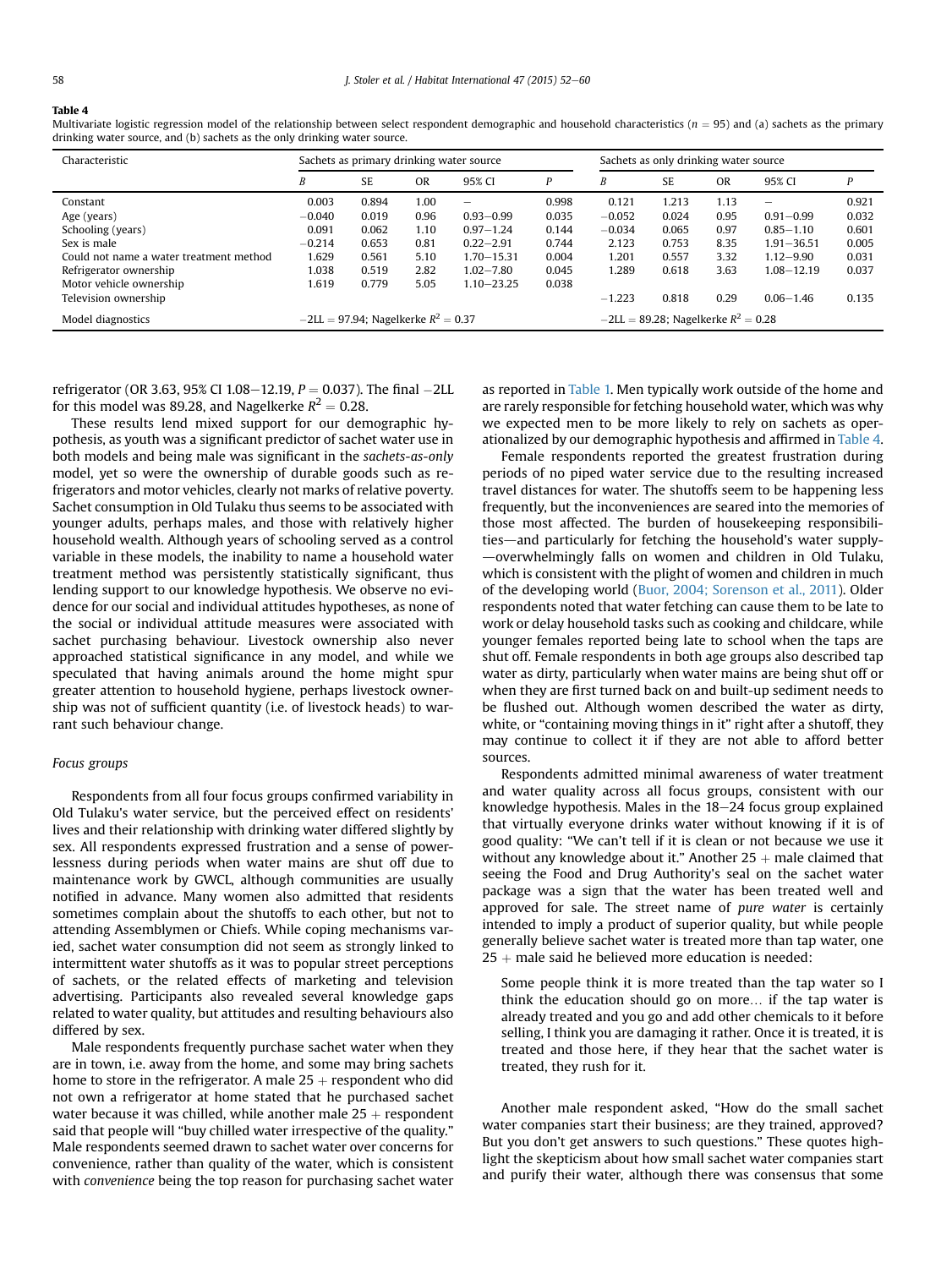**Table 4**
Multivariate logistic regression model of the relationship between select respondent demographic and household characteristics ($n = 95$) and (a) sachets as the primary drinking water source, and (b) sachets as the only drinking water source.

| Characteristic | Sachets as primary drinking water source | | | | | Sachets as only drinking water source | | | | |
|---|---|---|---|---|---|---|---|---|---|---|
| | B | SE | OR | 95% CI | P | B | SE | OR | 95% CI | P |
| Constant | 0.003 | 0.894 | 1.00 | – | 0.998 | 0.121 | 1.213 | 1.13 | – | 0.921 |
| Age (years) | −0.040 | 0.019 | 0.96 | 0.93–0.99 | 0.035 | −0.052 | 0.024 | 0.95 | 0.91–0.99 | 0.032 |
| Schooling (years) | 0.091 | 0.062 | 1.10 | 0.97–1.24 | 0.144 | −0.034 | 0.065 | 0.97 | 0.85–1.10 | 0.601 |
| Sex is male | −0.214 | 0.653 | 0.81 | 0.22–2.91 | 0.744 | 2.123 | 0.753 | 8.35 | 1.91–36.51 | 0.005 |
| Could not name a water treatment method | 1.629 | 0.561 | 5.10 | 1.70–15.31 | 0.004 | 1.201 | 0.557 | 3.32 | 1.12–9.90 | 0.031 |
| Refrigerator ownership | 1.038 | 0.519 | 2.82 | 1.02–7.80 | 0.045 | 1.289 | 0.618 | 3.63 | 1.08–12.19 | 0.037 |
| Motor vehicle ownership | 1.619 | 0.779 | 5.05 | 1.10–23.25 | 0.038 | | | | | |
| Television ownership | | | | | | −1.223 | 0.818 | 0.29 | 0.06–1.46 | 0.135 |
| Model diagnostics | −2LL = 97.94; Nagelkerke $R^2 = 0.37$ | | | | | −2LL = 89.28; Nagelkerke $R^2 = 0.28$ | | | | |

refrigerator (OR 3.63, 95% CI 1.08−12.19, $P = 0.037$). The final −2LL for this model was 89.28, and Nagelkerke $R^2 = 0.28$.

These results lend mixed support for our demographic hypothesis, as youth was a significant predictor of sachet water use in both models and being male was significant in the *sachets-as-only* model, yet so were the ownership of durable goods such as refrigerators and motor vehicles, clearly not marks of relative poverty. Sachet consumption in Old Tulaku thus seems to be associated with younger adults, perhaps males, and those with relatively higher household wealth. Although years of schooling served as a control variable in these models, the inability to name a household water treatment method was persistently statistically significant, thus lending support to our knowledge hypothesis. We observe no evidence for our social and individual attitudes hypotheses, as none of the social or individual attitude measures were associated with sachet purchasing behaviour. Livestock ownership also never approached statistical significance in any model, and while we speculated that having animals around the home might spur greater attention to household hygiene, perhaps livestock ownership was not of sufficient quantity (i.e. of livestock heads) to warrant such behaviour change.

### Focus groups

Respondents from all four focus groups confirmed variability in Old Tulaku's water service, but the perceived effect on residents' lives and their relationship with drinking water differed slightly by sex. All respondents expressed frustration and a sense of powerlessness during periods when water mains are shut off due to maintenance work by GWCL, although communities are usually notified in advance. Many women also admitted that residents sometimes complain about the shutoffs to each other, but not to attending Assemblymen or Chiefs. While coping mechanisms varied, sachet water consumption did not seem as strongly linked to intermittent water shutoffs as it was to popular street perceptions of sachets, or the related effects of marketing and television advertising. Participants also revealed several knowledge gaps related to water quality, but attitudes and resulting behaviours also differed by sex.

Male respondents frequently purchase sachet water when they are in town, i.e. away from the home, and some may bring sachets home to store in the refrigerator. A male 25 + respondent who did not own a refrigerator at home stated that he purchased sachet water because it was chilled, while another male 25 + respondent said that people will "buy chilled water irrespective of the quality." Male respondents seemed drawn to sachet water over concerns for convenience, rather than quality of the water, which is consistent with *convenience* being the top reason for purchasing sachet water as reported in Table 1. Men typically work outside of the home and are rarely responsible for fetching household water, which was why we expected men to be more likely to rely on sachets as operationalized by our demographic hypothesis and affirmed in Table 4.

Female respondents reported the greatest frustration during periods of no piped water service due to the resulting increased travel distances for water. The shutoffs seem to be happening less frequently, but the inconveniences are seared into the memories of those most affected. The burden of housekeeping responsibilities—and particularly for fetching the household's water supply—overwhelmingly falls on women and children in Old Tulaku, which is consistent with the plight of women and children in much of the developing world (Buor, 2004; Sorenson et al., 2011). Older respondents noted that water fetching can cause them to be late to work or delay household tasks such as cooking and childcare, while younger females reported being late to school when the taps are shut off. Female respondents in both age groups also described tap water as dirty, particularly when water mains are being shut off or when they are first turned back on and built-up sediment needs to be flushed out. Although women described the water as dirty, white, or "containing moving things in it" right after a shutoff, they may continue to collect it if they are not able to afford better sources.

Respondents admitted minimal awareness of water treatment and water quality across all focus groups, consistent with our knowledge hypothesis. Males in the 18−24 focus group explained that virtually everyone drinks water without knowing if it is of good quality: "We can't tell if it is clean or not because we use it without any knowledge about it." Another 25 + male claimed that seeing the Food and Drug Authority's seal on the sachet water package was a sign that the water has been treated well and approved for sale. The street name of *pure water* is certainly intended to imply a product of superior quality, but while people generally believe sachet water is treated more than tap water, one 25 + male said he believed more education is needed:

> Some people think it is more treated than the tap water so I think the education should go on more… if the tap water is already treated and you go and add other chemicals to it before selling, I think you are damaging it rather. Once it is treated, it is treated and those here, if they hear that the sachet water is treated, they rush for it.

Another male respondent asked, "How do the small sachet water companies start their business; are they trained, approved? But you don't get answers to such questions." These quotes highlight the skepticism about how small sachet water companies start and purify their water, although there was consensus that some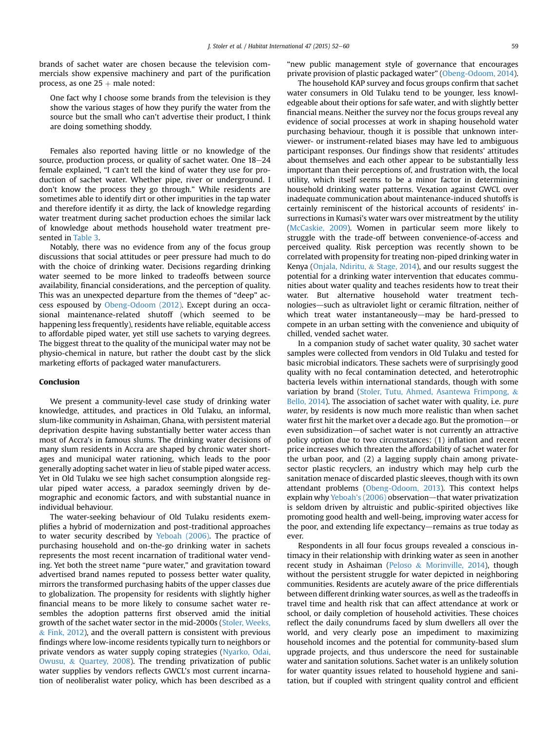brands of sachet water are chosen because the television commercials show expensive machinery and part of the purification process, as one 25 + male noted:

> One fact why I choose some brands from the television is they show the various stages of how they purify the water from the source but the small who can't advertise their product, I think are doing something shoddy.

Females also reported having little or no knowledge of the source, production process, or quality of sachet water. One 18–24 female explained, "I can't tell the kind of water they use for production of sachet water. Whether pipe, river or underground. I don't know the process they go through." While residents are sometimes able to identify dirt or other impurities in the tap water and therefore identify it as dirty, the lack of knowledge regarding water treatment during sachet production echoes the similar lack of knowledge about methods household water treatment presented in Table 3.

Notably, there was no evidence from any of the focus group discussions that social attitudes or peer pressure had much to do with the choice of drinking water. Decisions regarding drinking water seemed to be more linked to tradeoffs between source availability, financial considerations, and the perception of quality. This was an unexpected departure from the themes of "deep" access espoused by Obeng-Odoom (2012). Except during an occasional maintenance-related shutoff (which seemed to be happening less frequently), residents have reliable, equitable access to affordable piped water, yet still use sachets to varying degrees. The biggest threat to the quality of the municipal water may not be physio-chemical in nature, but rather the doubt cast by the slick marketing efforts of packaged water manufacturers.

## Conclusion

We present a community-level case study of drinking water knowledge, attitudes, and practices in Old Tulaku, an informal, slum-like community in Ashaiman, Ghana, with persistent material deprivation despite having substantially better water access than most of Accra's in famous slums. The drinking water decisions of many slum residents in Accra are shaped by chronic water shortages and municipal water rationing, which leads to the poor generally adopting sachet water in lieu of stable piped water access. Yet in Old Tulaku we see high sachet consumption alongside regular piped water access, a paradox seemingly driven by demographic and economic factors, and with substantial nuance in individual behaviour.

The water-seeking behaviour of Old Tulaku residents exemplifies a hybrid of modernization and post-traditional approaches to water security described by Yeboah (2006). The practice of purchasing household and on-the-go drinking water in sachets represents the most recent incarnation of traditional water vending. Yet both the street name "pure water," and gravitation toward advertised brand names reputed to possess better water quality, mirrors the transformed purchasing habits of the upper classes due to globalization. The propensity for residents with slightly higher financial means to be more likely to consume sachet water resembles the adoption patterns first observed amid the initial growth of the sachet water sector in the mid-2000s (Stoler, Weeks, & Fink, 2012), and the overall pattern is consistent with previous findings where low-income residents typically turn to neighbors or private vendors as water supply coping strategies (Nyarko, Odai, Owusu, & Quartey, 2008). The trending privatization of public water supplies by vendors reflects GWCL's most current incarnation of neoliberalist water policy, which has been described as a "new public management style of governance that encourages private provision of plastic packaged water" (Obeng-Odoom, 2014).

The household KAP survey and focus groups confirm that sachet water consumers in Old Tulaku tend to be younger, less knowledgeable about their options for safe water, and with slightly better financial means. Neither the survey nor the focus groups reveal any evidence of social processes at work in shaping household water purchasing behaviour, though it is possible that unknown interviewer- or instrument-related biases may have led to ambiguous participant responses. Our findings show that residents' attitudes about themselves and each other appear to be substantially less important than their perceptions of, and frustration with, the local utility, which itself seems to be a minor factor in determining household drinking water patterns. Vexation against GWCL over inadequate communication about maintenance-induced shutoffs is certainly reminiscent of the historical accounts of residents' insurrections in Kumasi's water wars over mistreatment by the utility (McCaskie, 2009). Women in particular seem more likely to struggle with the trade-off between convenience-of-access and perceived quality. Risk perception was recently shown to be correlated with propensity for treating non-piped drinking water in Kenya (Onjala, Ndiritu, & Stage, 2014), and our results suggest the potential for a drinking water intervention that educates communities about water quality and teaches residents how to treat their water. But alternative household water treatment technologies—such as ultraviolet light or ceramic filtration, neither of which treat water instantaneously—may be hard-pressed to compete in an urban setting with the convenience and ubiquity of chilled, vended sachet water.

In a companion study of sachet water quality, 30 sachet water samples were collected from vendors in Old Tulaku and tested for basic microbial indicators. These sachets were of surprisingly good quality with no fecal contamination detected, and heterotrophic bacteria levels within international standards, though with some variation by brand (Stoler, Tutu, Ahmed, Asantewa Frimpong, & Bello, 2014). The association of sachet water with quality, i.e. *pure water*, by residents is now much more realistic than when sachet water first hit the market over a decade ago. But the promotion—or even subsidization—of sachet water is not currently an attractive policy option due to two circumstances: (1) inflation and recent price increases which threaten the affordability of sachet water for the urban poor, and (2) a lagging supply chain among private-sector plastic recyclers, an industry which may help curb the sanitation menace of discarded plastic sleeves, though with its own attendant problems (Obeng-Odoom, 2013). This context helps explain why Yeboah's (2006) observation—that water privatization is seldom driven by altruistic and public-spirited objectives like promoting good health and well-being, improving water access for the poor, and extending life expectancy—remains as true today as ever.

Respondents in all four focus groups revealed a conscious intimacy in their relationship with drinking water as seen in another recent study in Ashaiman (Peloso & Morinville, 2014), though without the persistent struggle for water depicted in neighboring communities. Residents are acutely aware of the price differentials between different drinking water sources, as well as the tradeoffs in travel time and health risk that can affect attendance at work or school, or daily completion of household activities. These choices reflect the daily conundrums faced by slum dwellers all over the world, and very clearly pose an impediment to maximizing household incomes and the potential for community-based slum upgrade projects, and thus underscore the need for sustainable water and sanitation solutions. Sachet water is an unlikely solution for water quantity issues related to household hygiene and sanitation, but if coupled with stringent quality control and efficient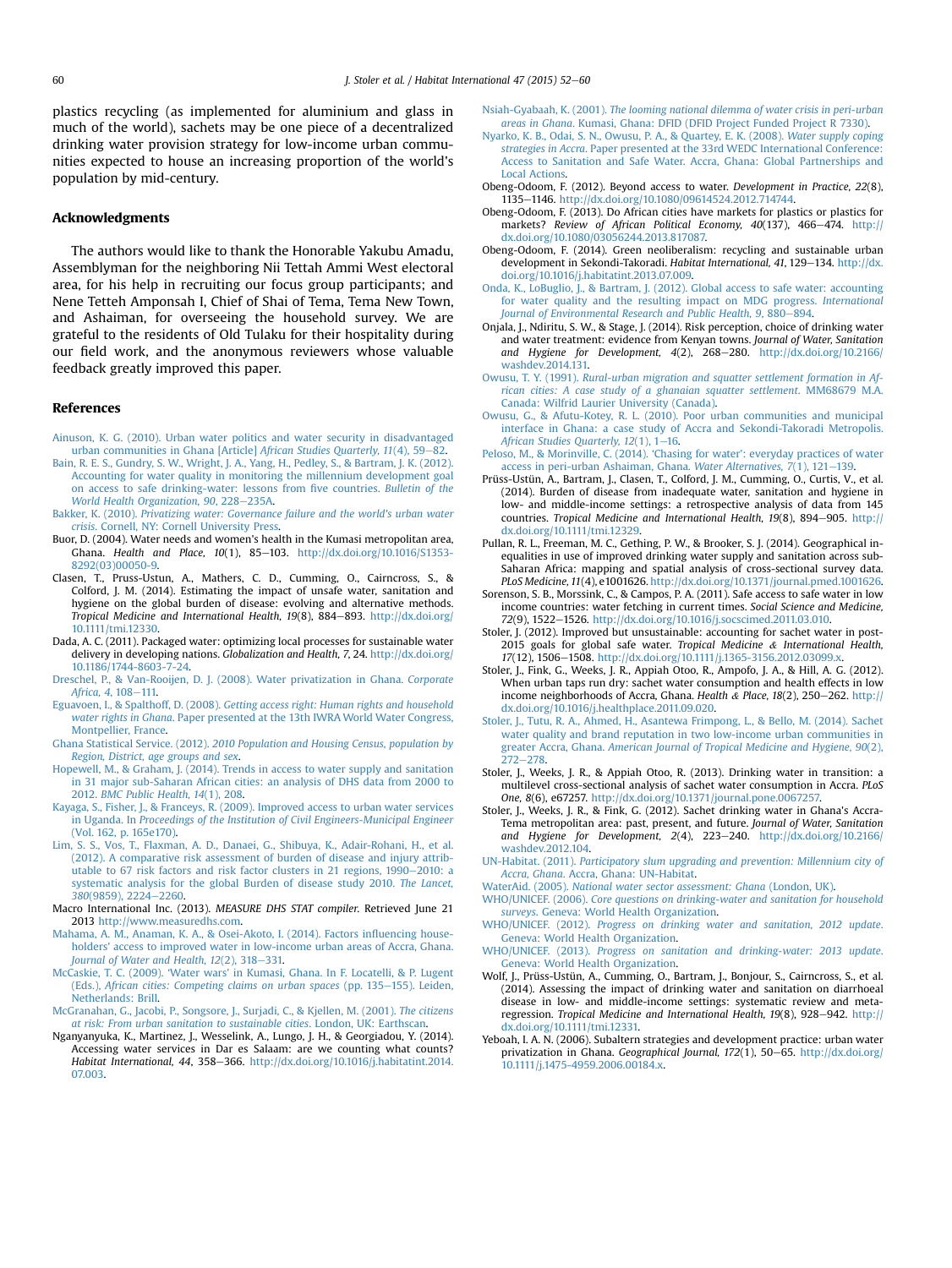plastics recycling (as implemented for aluminium and glass in much of the world), sachets may be one piece of a decentralized drinking water provision strategy for low-income urban communities expected to house an increasing proportion of the world's population by mid-century.

## Acknowledgments

The authors would like to thank the Honorable Yakubu Amadu, Assemblyman for the neighboring Nii Tettah Ammi West electoral area, for his help in recruiting our focus group participants; and Nene Tetteh Amponsah I, Chief of Shai of Tema, Tema New Town, and Ashaiman, for overseeing the household survey. We are grateful to the residents of Old Tulaku for their hospitality during our field work, and the anonymous reviewers whose valuable feedback greatly improved this paper.

## References

Ainuson, K. G. (2010). Urban water politics and water security in disadvantaged urban communities in Ghana [Article] *African Studies Quarterly, 11*(4), 59–82.

Bain, R. E. S., Gundry, S. W., Wright, J. A., Yang, H., Pedley, S., & Bartram, J. K. (2012). Accounting for water quality in monitoring the millennium development goal on access to safe drinking-water: lessons from five countries. *Bulletin of the World Health Organization, 90*, 228–235A.

Bakker, K. (2010). *Privatizing water: Governance failure and the world's urban water crisis*. Cornell, NY: Cornell University Press.

Buor, D. (2004). Water needs and women's health in the Kumasi metropolitan area, Ghana. *Health and Place, 10*(1), 85–103. http://dx.doi.org/10.1016/S1353-8292(03)00050-9.

Clasen, T., Pruss-Ustun, A., Mathers, C. D., Cumming, O., Cairncross, S., & Colford, J. M. (2014). Estimating the impact of unsafe water, sanitation and hygiene on the global burden of disease: evolving and alternative methods. *Tropical Medicine and International Health, 19*(8), 884–893. http://dx.doi.org/10.1111/tmi.12330.

Dada, A. C. (2011). Packaged water: optimizing local processes for sustainable water delivery in developing nations. *Globalization and Health, 7*, 24. http://dx.doi.org/10.1186/1744-8603-7-24.

Dreschel, P., & Van-Rooijen, D. J. (2008). Water privatization in Ghana. *Corporate Africa, 4*, 108–111.

Eguavoen, I., & Spalthoff, D. (2008). *Getting access right: Human rights and household water rights in Ghana*. Paper presented at the 13th IWRA World Water Congress, Montpellier, France.

Ghana Statistical Service. (2012). *2010 Population and Housing Census, population by Region, District, age groups and sex*.

Hopewell, M., & Graham, J. (2014). Trends in access to water supply and sanitation in 31 major sub-Saharan African cities: an analysis of DHS data from 2000 to 2012. *BMC Public Health, 14*(1), 208.

Kayaga, S., Fisher, J., & Franceys, R. (2009). Improved access to urban water services in Uganda. In *Proceedings of the Institution of Civil Engineers-Municipal Engineer* (Vol. 162, p. 165e170).

Lim, S. S., Vos, T., Flaxman, A. D., Danaei, G., Shibuya, K., Adair-Rohani, H., et al. (2012). A comparative risk assessment of burden of disease and injury attributable to 67 risk factors and risk factor clusters in 21 regions, 1990–2010: a systematic analysis for the global Burden of disease study 2010. *The Lancet, 380*(9859), 2224–2260.

Macro International Inc. (2013). *MEASURE DHS STAT compiler.* Retrieved June 21 2013 http://www.measuredhs.com.

Mahama, A. M., Anaman, K. A., & Osei-Akoto, I. (2014). Factors influencing householders' access to improved water in low-income urban areas of Accra, Ghana. *Journal of Water and Health, 12*(2), 318–331.

McCaskie, T. C. (2009). 'Water wars' in Kumasi, Ghana. In F. Locatelli, & P. Lugent (Eds.), *African cities: Competing claims on urban spaces* (pp. 135–155). Leiden, Netherlands: Brill.

McGranahan, G., Jacobi, P., Songsore, J., Surjadi, C., & Kjellen, M. (2001). *The citizens at risk: From urban sanitation to sustainable cities*. London, UK: Earthscan.

Nganyanyuka, K., Martinez, J., Wesselink, A., Lungo, J. H., & Georgiadou, Y. (2014). Accessing water services in Dar es Salaam: are we counting what counts? *Habitat International, 44*, 358–366. http://dx.doi.org/10.1016/j.habitatint.2014.07.003.

Nsiah-Gyabaah, K. (2001). *The looming national dilemma of water crisis in peri-urban areas in Ghana*. Kumasi, Ghana: DFID (DFID Project Funded Project R 7330).

Nyarko, K. B., Odai, S. N., Owusu, P. A., & Quartey, E. K. (2008). *Water supply coping strategies in Accra*. Paper presented at the 33rd WEDC International Conference: Access to Sanitation and Safe Water. Accra, Ghana: Global Partnerships and Local Actions.

Obeng-Odoom, F. (2012). Beyond access to water. *Development in Practice, 22*(8), 1135–1146. http://dx.doi.org/10.1080/09614524.2012.714744.

Obeng-Odoom, F. (2013). Do African cities have markets for plastics or plastics for markets? *Review of African Political Economy, 40*(137), 466–474. http://dx.doi.org/10.1080/03056244.2013.817087.

Obeng-Odoom, F. (2014). Green neoliberalism: recycling and sustainable urban development in Sekondi-Takoradi. *Habitat International, 41*, 129–134. http://dx.doi.org/10.1016/j.habitatint.2013.07.009.

Onda, K., LoBuglio, J., & Bartram, J. (2012). Global access to safe water: accounting for water quality and the resulting impact on MDG progress. *International Journal of Environmental Research and Public Health, 9*, 880–894.

Onjala, J., Ndiritu, S. W., & Stage, J. (2014). Risk perception, choice of drinking water and water treatment: evidence from Kenyan towns. *Journal of Water, Sanitation and Hygiene for Development, 4*(2), 268–280. http://dx.doi.org/10.2166/washdev.2014.131.

Owusu, T. Y. (1991). *Rural-urban migration and squatter settlement formation in African cities: A case study of a ghanaian squatter settlement.* MM68679 M.A. Canada: Wilfrid Laurier University (Canada).

Owusu, G., & Afutu-Kotey, R. L. (2010). Poor urban communities and municipal interface in Ghana: a case study of Accra and Sekondi-Takoradi Metropolis. *African Studies Quarterly, 12*(1), 1–16.

Peloso, M., & Morinville, C. (2014). 'Chasing for water': everyday practices of water access in peri-urban Ashaiman, Ghana. *Water Alternatives, 7*(1), 121–139.

Prüss-Ustün, A., Bartram, J., Clasen, T., Colford, J. M., Cumming, O., Curtis, V., et al. (2014). Burden of disease from inadequate water, sanitation and hygiene in low- and middle-income settings: a retrospective analysis of data from 145 countries. *Tropical Medicine and International Health, 19*(8), 894–905. http://dx.doi.org/10.1111/tmi.12329.

Pullan, R. L., Freeman, M. C., Gething, P. W., & Brooker, S. J. (2014). Geographical inequalities in use of improved drinking water supply and sanitation across sub-Saharan Africa: mapping and spatial analysis of cross-sectional survey data. *PLoS Medicine, 11*(4), e1001626. http://dx.doi.org/10.1371/journal.pmed.1001626.

Sorenson, S. B., Morssink, C., & Campos, P. A. (2011). Safe access to safe water in low income countries: water fetching in current times. *Social Science and Medicine, 72*(9), 1522–1526. http://dx.doi.org/10.1016/j.socscimed.2011.03.010.

Stoler, J. (2012). Improved but unsustainable: accounting for sachet water in post-2015 goals for global safe water. *Tropical Medicine & International Health, 17*(12), 1506–1508. http://dx.doi.org/10.1111/j.1365-3156.2012.03099.x.

Stoler, J., Fink, G., Weeks, J. R., Appiah Otoo, R., Ampofo, J. A., & Hill, A. G. (2012). When urban taps run dry: sachet water consumption and health effects in low income neighborhoods of Accra, Ghana. *Health & Place, 18*(2), 250–262. http://dx.doi.org/10.1016/j.healthplace.2011.09.020.

Stoler, J., Tutu, R. A., Ahmed, H., Asantewa Frimpong, L., & Bello, M. (2014). Sachet water quality and brand reputation in two low-income urban communities in greater Accra, Ghana. *American Journal of Tropical Medicine and Hygiene, 90*(2), 272–278.

Stoler, J., Weeks, J. R., & Appiah Otoo, R. (2013). Drinking water in transition: a multilevel cross-sectional analysis of sachet water consumption in Accra. *PLoS One, 8*(6), e67257. http://dx.doi.org/10.1371/journal.pone.0067257.

Stoler, J., Weeks, J. R., & Fink, G. (2012). Sachet drinking water in Ghana's Accra-Tema metropolitan area: past, present, and future. *Journal of Water, Sanitation and Hygiene for Development, 2*(4), 223–240. http://dx.doi.org/10.2166/washdev.2012.104.

UN-Habitat. (2011). *Participatory slum upgrading and prevention: Millennium city of Accra, Ghana*. Accra, Ghana: UN-Habitat.

WaterAid. (2005). *National water sector assessment: Ghana* (London, UK).

WHO/UNICEF. (2006). *Core questions on drinking-water and sanitation for household surveys*. Geneva: World Health Organization.

WHO/UNICEF. (2012). *Progress on drinking water and sanitation, 2012 update*. Geneva: World Health Organization.

WHO/UNICEF. (2013). *Progress on sanitation and drinking-water: 2013 update*. Geneva: World Health Organization.

Wolf, J., Prüss-Ustün, A., Cumming, O., Bartram, J., Bonjour, S., Cairncross, S., et al. (2014). Assessing the impact of drinking water and sanitation on diarrhoeal disease in low- and middle-income settings: systematic review and meta-regression. *Tropical Medicine and International Health, 19*(8), 928–942. http://dx.doi.org/10.1111/tmi.12331.

Yeboah, I. A. N. (2006). Subaltern strategies and development practice: urban water privatization in Ghana. *Geographical Journal, 172*(1), 50–65. http://dx.doi.org/10.1111/j.1475-4959.2006.00184.x.